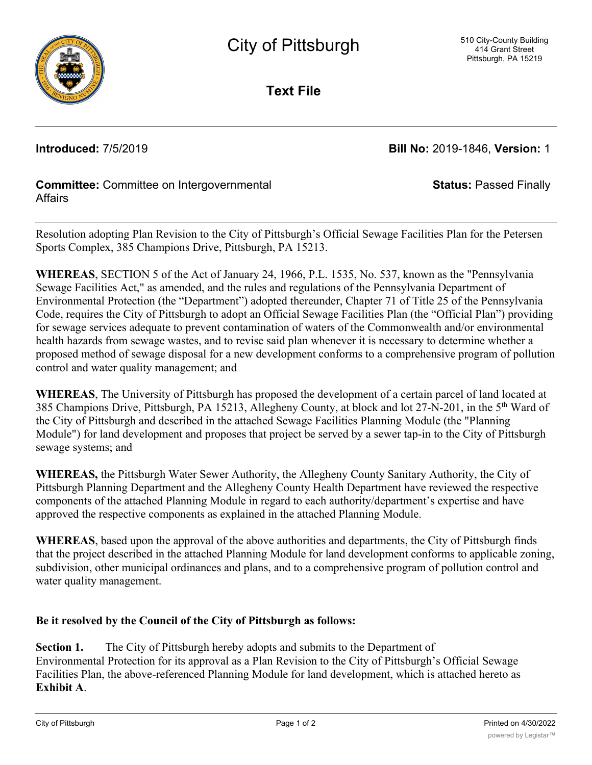# City of Pittsburgh

510 City-County Building
414 Grant Street
Pittsburgh, PA 15219

## Text File

**Introduced:** 7/5/2019

**Bill No:** 2019-1846, **Version:** 1

**Committee:** Committee on Intergovernmental Affairs

**Status:** Passed Finally

---

Resolution adopting Plan Revision to the City of Pittsburgh's Official Sewage Facilities Plan for the Petersen Sports Complex, 385 Champions Drive, Pittsburgh, PA 15213.

**WHEREAS**, SECTION 5 of the Act of January 24, 1966, P.L. 1535, No. 537, known as the "Pennsylvania Sewage Facilities Act," as amended, and the rules and regulations of the Pennsylvania Department of Environmental Protection (the "Department") adopted thereunder, Chapter 71 of Title 25 of the Pennsylvania Code, requires the City of Pittsburgh to adopt an Official Sewage Facilities Plan (the "Official Plan") providing for sewage services adequate to prevent contamination of waters of the Commonwealth and/or environmental health hazards from sewage wastes, and to revise said plan whenever it is necessary to determine whether a proposed method of sewage disposal for a new development conforms to a comprehensive program of pollution control and water quality management; and

**WHEREAS**, The University of Pittsburgh has proposed the development of a certain parcel of land located at 385 Champions Drive, Pittsburgh, PA 15213, Allegheny County, at block and lot 27-N-201, in the 5th Ward of the City of Pittsburgh and described in the attached Sewage Facilities Planning Module (the "Planning Module") for land development and proposes that project be served by a sewer tap-in to the City of Pittsburgh sewage systems; and

**WHEREAS,** the Pittsburgh Water Sewer Authority, the Allegheny County Sanitary Authority, the City of Pittsburgh Planning Department and the Allegheny County Health Department have reviewed the respective components of the attached Planning Module in regard to each authority/department's expertise and have approved the respective components as explained in the attached Planning Module.

**WHEREAS**, based upon the approval of the above authorities and departments, the City of Pittsburgh finds that the project described in the attached Planning Module for land development conforms to applicable zoning, subdivision, other municipal ordinances and plans, and to a comprehensive program of pollution control and water quality management.

**Be it resolved by the Council of the City of Pittsburgh as follows:**

**Section 1.** The City of Pittsburgh hereby adopts and submits to the Department of Environmental Protection for its approval as a Plan Revision to the City of Pittsburgh's Official Sewage Facilities Plan, the above-referenced Planning Module for land development, which is attached hereto as **Exhibit A**.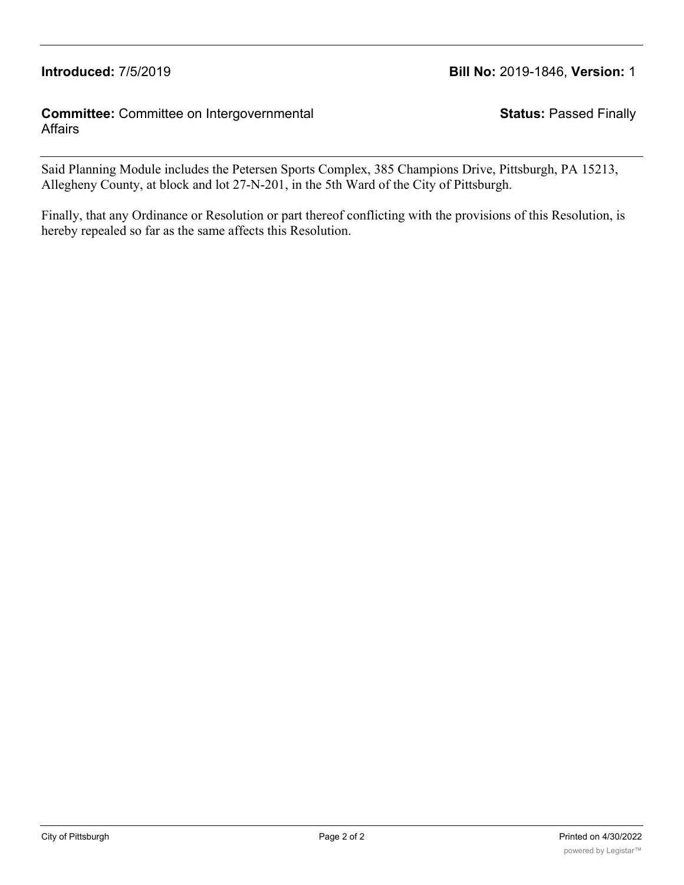**Introduced:** 7/5/2019 **Bill No:** 2019-1846, **Version:** 1

**Committee:** Committee on Intergovernmental Affairs **Status:** Passed Finally

Said Planning Module includes the Petersen Sports Complex, 385 Champions Drive, Pittsburgh, PA 15213, Allegheny County, at block and lot 27-N-201, in the 5th Ward of the City of Pittsburgh.

Finally, that any Ordinance or Resolution or part thereof conflicting with the provisions of this Resolution, is hereby repealed so far as the same affects this Resolution.